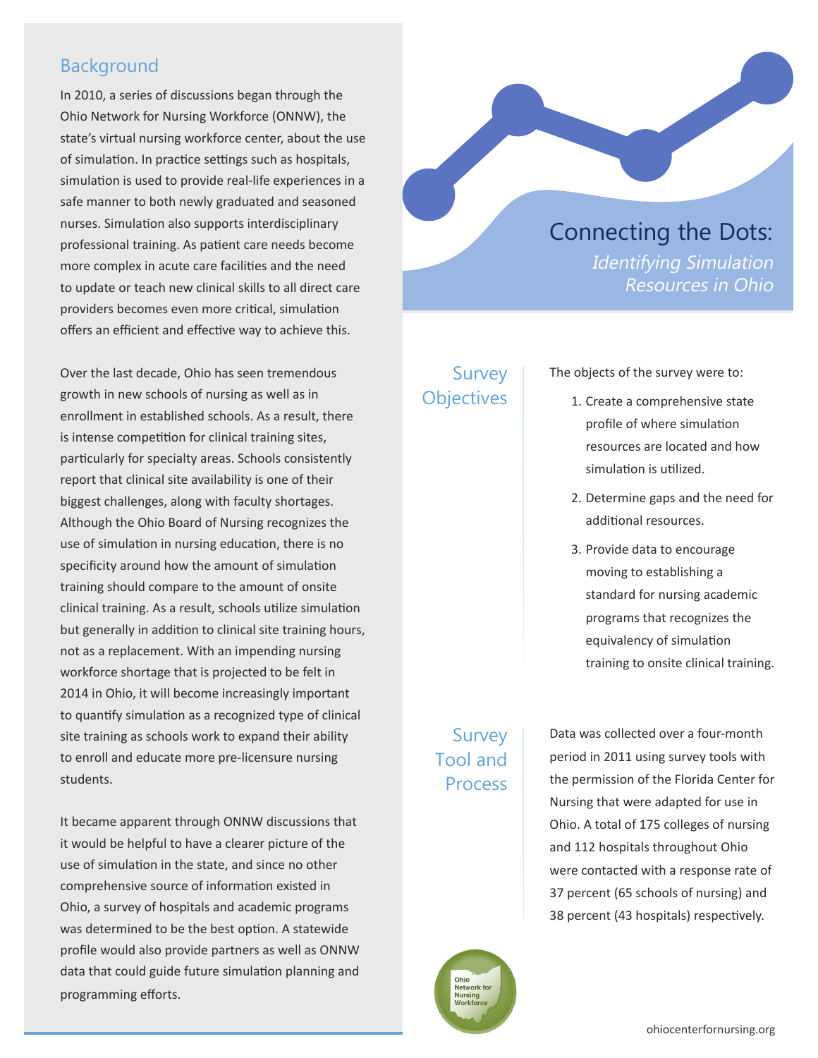# Connecting the Dots:

*Identifying Simulation Resources in Ohio*

## Background

In 2010, a series of discussions began through the Ohio Network for Nursing Workforce (ONNW), the state's virtual nursing workforce center, about the use of simulation. In practice settings such as hospitals, simulation is used to provide real-life experiences in a safe manner to both newly graduated and seasoned nurses. Simulation also supports interdisciplinary professional training. As patient care needs become more complex in acute care facilities and the need to update or teach new clinical skills to all direct care providers becomes even more critical, simulation offers an efficient and effective way to achieve this.

Over the last decade, Ohio has seen tremendous growth in new schools of nursing as well as in enrollment in established schools. As a result, there is intense competition for clinical training sites, particularly for specialty areas. Schools consistently report that clinical site availability is one of their biggest challenges, along with faculty shortages. Although the Ohio Board of Nursing recognizes the use of simulation in nursing education, there is no specificity around how the amount of simulation training should compare to the amount of onsite clinical training. As a result, schools utilize simulation but generally in addition to clinical site training hours, not as a replacement. With an impending nursing workforce shortage that is projected to be felt in 2014 in Ohio, it will become increasingly important to quantify simulation as a recognized type of clinical site training as schools work to expand their ability to enroll and educate more pre-licensure nursing students.

It became apparent through ONNW discussions that it would be helpful to have a clearer picture of the use of simulation in the state, and since no other comprehensive source of information existed in Ohio, a survey of hospitals and academic programs was determined to be the best option. A statewide profile would also provide partners as well as ONNW data that could guide future simulation planning and programming efforts.

## Survey Objectives

The objects of the survey were to:

1. Create a comprehensive state profile of where simulation resources are located and how simulation is utilized.
2. Determine gaps and the need for additional resources.
3. Provide data to encourage moving to establishing a standard for nursing academic programs that recognizes the equivalency of simulation training to onsite clinical training.

## Survey Tool and Process

Data was collected over a four-month period in 2011 using survey tools with the permission of the Florida Center for Nursing that were adapted for use in Ohio. A total of 175 colleges of nursing and 112 hospitals throughout Ohio were contacted with a response rate of 37 percent (65 schools of nursing) and 38 percent (43 hospitals) respectively.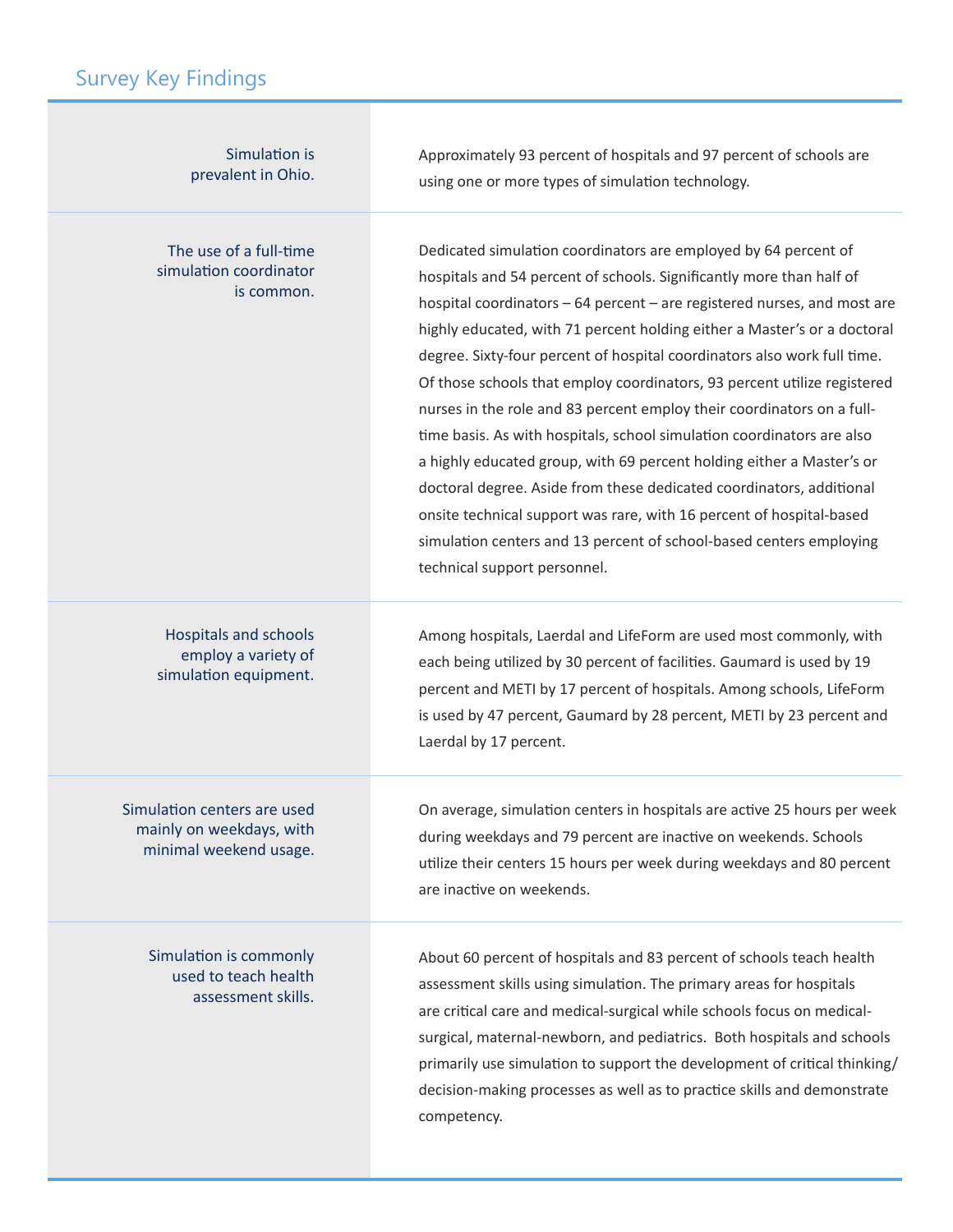## Survey Key Findings

| | |
|---|---|
| Simulation is prevalent in Ohio. | Approximately 93 percent of hospitals and 97 percent of schools are using one or more types of simulation technology. |
| The use of a full-time simulation coordinator is common. | Dedicated simulation coordinators are employed by 64 percent of hospitals and 54 percent of schools. Significantly more than half of hospital coordinators – 64 percent – are registered nurses, and most are highly educated, with 71 percent holding either a Master's or a doctoral degree. Sixty-four percent of hospital coordinators also work full time. Of those schools that employ coordinators, 93 percent utilize registered nurses in the role and 83 percent employ their coordinators on a full-time basis. As with hospitals, school simulation coordinators are also a highly educated group, with 69 percent holding either a Master's or doctoral degree. Aside from these dedicated coordinators, additional onsite technical support was rare, with 16 percent of hospital-based simulation centers and 13 percent of school-based centers employing technical support personnel. |
| Hospitals and schools employ a variety of simulation equipment. | Among hospitals, Laerdal and LifeForm are used most commonly, with each being utilized by 30 percent of facilities. Gaumard is used by 19 percent and METI by 17 percent of hospitals. Among schools, LifeForm is used by 47 percent, Gaumard by 28 percent, METI by 23 percent and Laerdal by 17 percent. |
| Simulation centers are used mainly on weekdays, with minimal weekend usage. | On average, simulation centers in hospitals are active 25 hours per week during weekdays and 79 percent are inactive on weekends. Schools utilize their centers 15 hours per week during weekdays and 80 percent are inactive on weekends. |
| Simulation is commonly used to teach health assessment skills. | About 60 percent of hospitals and 83 percent of schools teach health assessment skills using simulation. The primary areas for hospitals are critical care and medical-surgical while schools focus on medical-surgical, maternal-newborn, and pediatrics. Both hospitals and schools primarily use simulation to support the development of critical thinking/decision-making processes as well as to practice skills and demonstrate competency. |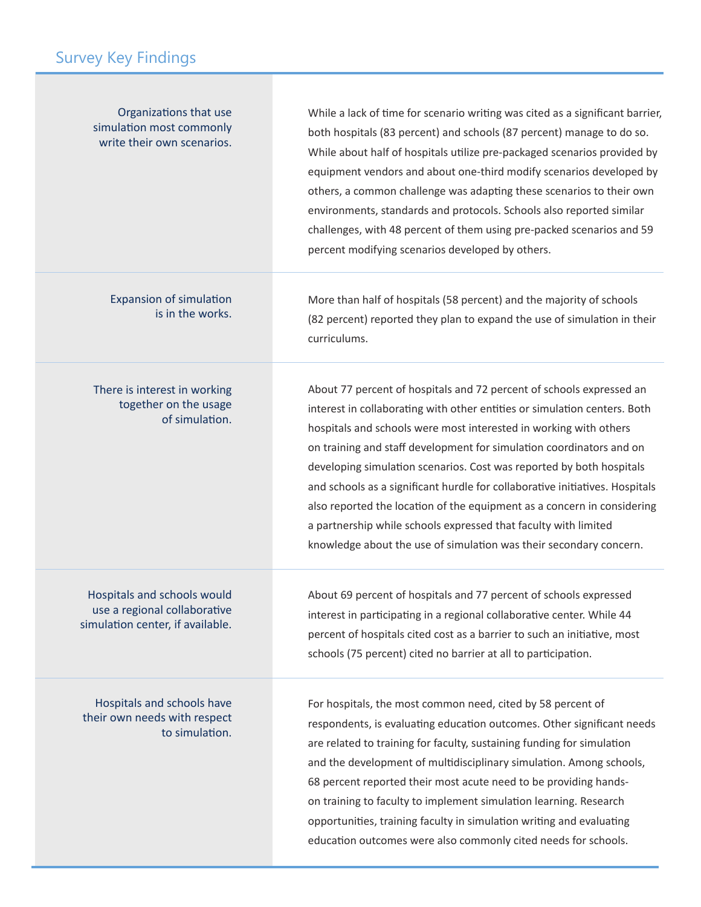## Survey Key Findings

**Organizations that use simulation most commonly write their own scenarios.**

While a lack of time for scenario writing was cited as a significant barrier, both hospitals (83 percent) and schools (87 percent) manage to do so. While about half of hospitals utilize pre-packaged scenarios provided by equipment vendors and about one-third modify scenarios developed by others, a common challenge was adapting these scenarios to their own environments, standards and protocols. Schools also reported similar challenges, with 48 percent of them using pre-packed scenarios and 59 percent modifying scenarios developed by others.

**Expansion of simulation is in the works.**

More than half of hospitals (58 percent) and the majority of schools (82 percent) reported they plan to expand the use of simulation in their curriculums.

**There is interest in working together on the usage of simulation.**

About 77 percent of hospitals and 72 percent of schools expressed an interest in collaborating with other entities or simulation centers. Both hospitals and schools were most interested in working with others on training and staff development for simulation coordinators and on developing simulation scenarios. Cost was reported by both hospitals and schools as a significant hurdle for collaborative initiatives. Hospitals also reported the location of the equipment as a concern in considering a partnership while schools expressed that faculty with limited knowledge about the use of simulation was their secondary concern.

**Hospitals and schools would use a regional collaborative simulation center, if available.**

About 69 percent of hospitals and 77 percent of schools expressed interest in participating in a regional collaborative center. While 44 percent of hospitals cited cost as a barrier to such an initiative, most schools (75 percent) cited no barrier at all to participation.

**Hospitals and schools have their own needs with respect to simulation.**

For hospitals, the most common need, cited by 58 percent of respondents, is evaluating education outcomes. Other significant needs are related to training for faculty, sustaining funding for simulation and the development of multidisciplinary simulation. Among schools, 68 percent reported their most acute need to be providing hands-on training to faculty to implement simulation learning. Research opportunities, training faculty in simulation writing and evaluating education outcomes were also commonly cited needs for schools.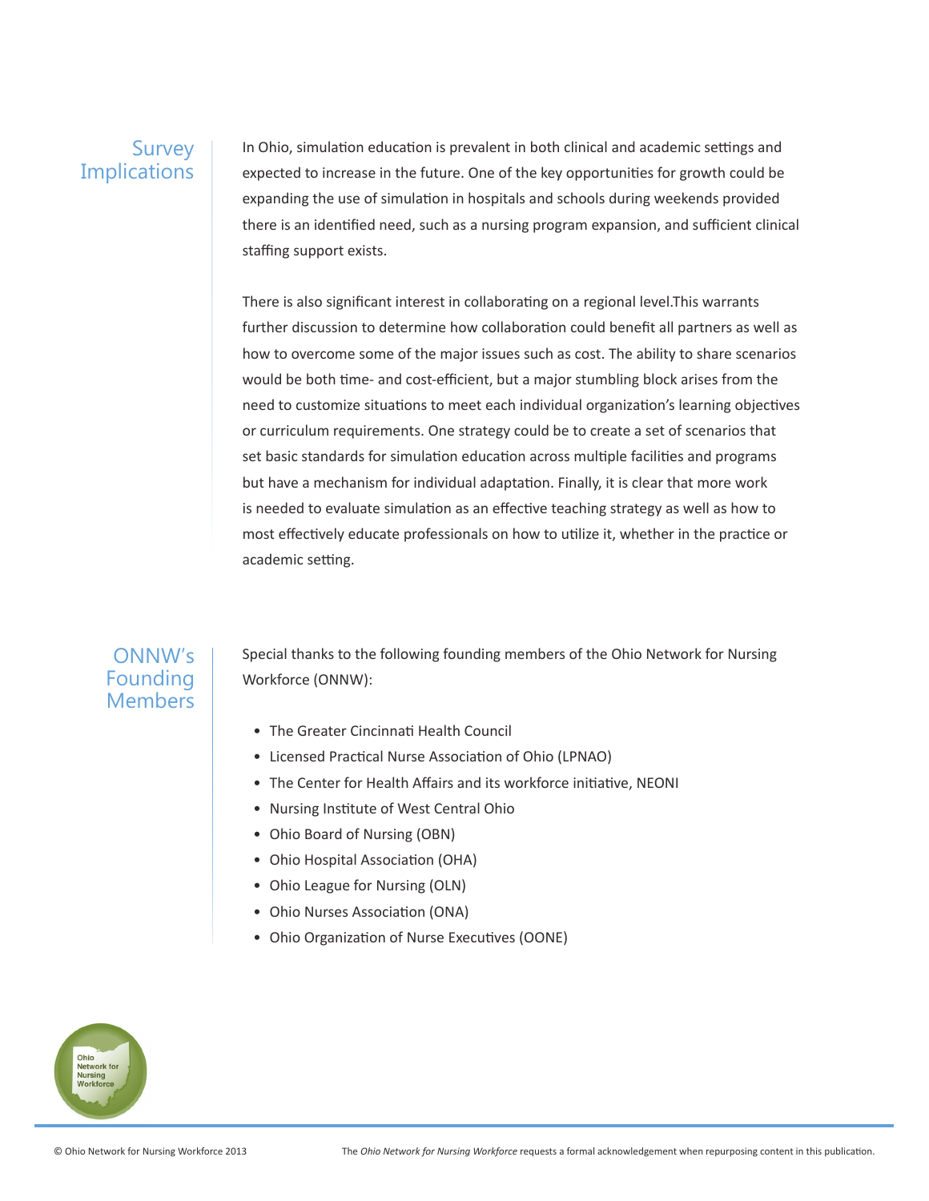## Survey Implications

In Ohio, simulation education is prevalent in both clinical and academic settings and expected to increase in the future. One of the key opportunities for growth could be expanding the use of simulation in hospitals and schools during weekends provided there is an identified need, such as a nursing program expansion, and sufficient clinical staffing support exists.

There is also significant interest in collaborating on a regional level.This warrants further discussion to determine how collaboration could benefit all partners as well as how to overcome some of the major issues such as cost. The ability to share scenarios would be both time- and cost-efficient, but a major stumbling block arises from the need to customize situations to meet each individual organization's learning objectives or curriculum requirements. One strategy could be to create a set of scenarios that set basic standards for simulation education across multiple facilities and programs but have a mechanism for individual adaptation. Finally, it is clear that more work is needed to evaluate simulation as an effective teaching strategy as well as how to most effectively educate professionals on how to utilize it, whether in the practice or academic setting.

## ONNW's Founding Members

Special thanks to the following founding members of the Ohio Network for Nursing Workforce (ONNW):

- The Greater Cincinnati Health Council
- Licensed Practical Nurse Association of Ohio (LPNAO)
- The Center for Health Affairs and its workforce initiative, NEONI
- Nursing Institute of West Central Ohio
- Ohio Board of Nursing (OBN)
- Ohio Hospital Association (OHA)
- Ohio League for Nursing (OLN)
- Ohio Nurses Association (ONA)
- Ohio Organization of Nurse Executives (OONE)

Ohio Network for Nursing Workforce

© Ohio Network for Nursing Workforce 2013

The *Ohio Network for Nursing Workforce* requests a formal acknowledgement when repurposing content in this publication.